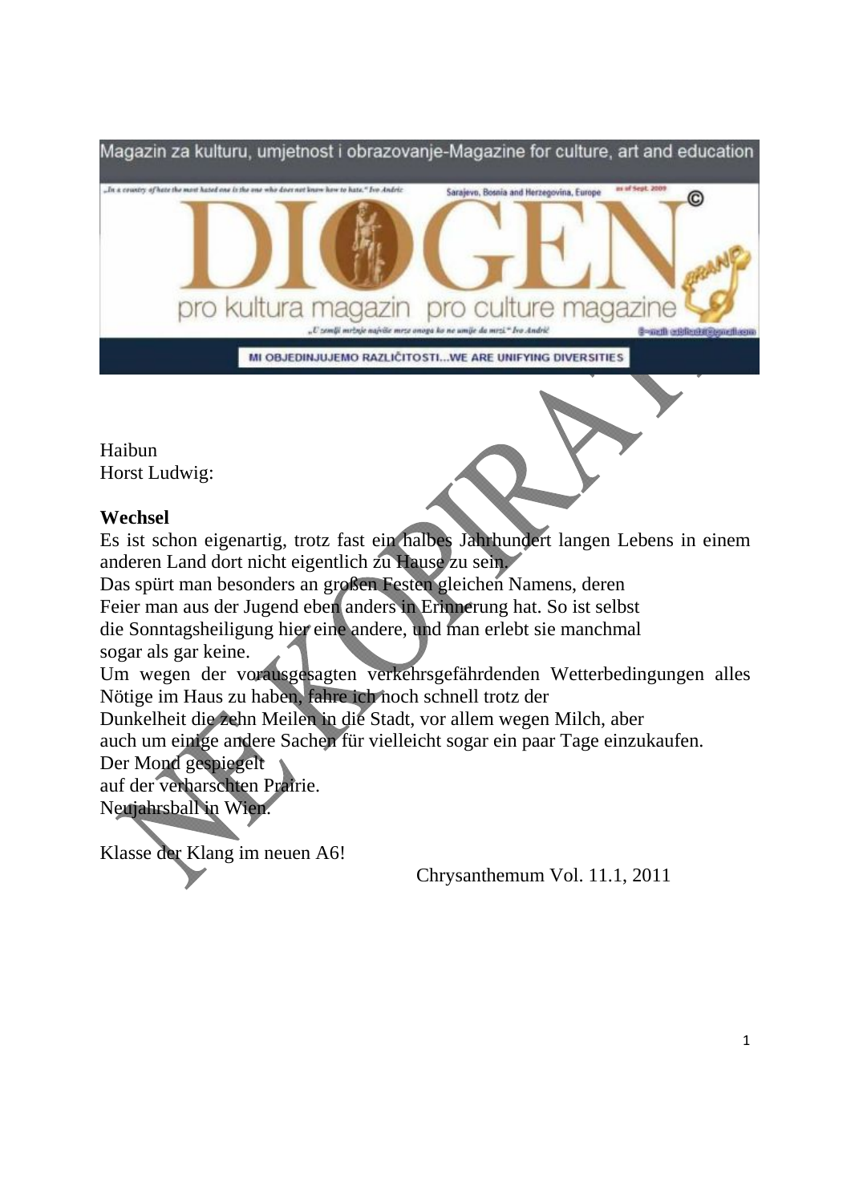Magazin za kulturu, umjetnost i obrazovanje-Magazine for culture, art and education

„In a country of hate the most hated one is the one who does not know how to hate." Ivo Andrić

Sarajevo, Bosnia and Herzegovina, Europe

# DIOGEN

pro kultura magazin pro culture magazine

„U zemlji mržnje najviše mrze onoga ko ne umije da mrzi." Ivo Andrić

MI OBJEDINJUJEMO RAZLIČITOSTI...WE ARE UNIFYING DIVERSITIES

Haibun
Horst Ludwig:

**Wechsel**

Es ist schon eigenartig, trotz fast ein halbes Jahrhundert langen Lebens in einem anderen Land dort nicht eigentlich zu Hause zu sein.
Das spürt man besonders an großen Festen gleichen Namens, deren
Feier man aus der Jugend eben anders in Erinnerung hat. So ist selbst
die Sonntagsheiligung hier eine andere, und man erlebt sie manchmal
sogar als gar keine.
Um wegen der vorausgesagten verkehrsgefährdenden Wetterbedingungen alles Nötige im Haus zu haben, fahre ich noch schnell trotz der
Dunkelheit die zehn Meilen in die Stadt, vor allem wegen Milch, aber
auch um einige andere Sachen für vielleicht sogar ein paar Tage einzukaufen.
Der Mond gespiegelt
auf der verharschten Prairie.
Neujahrsball in Wien.

Klasse der Klang im neuen A6!

Chrysanthemum Vol. 11.1, 2011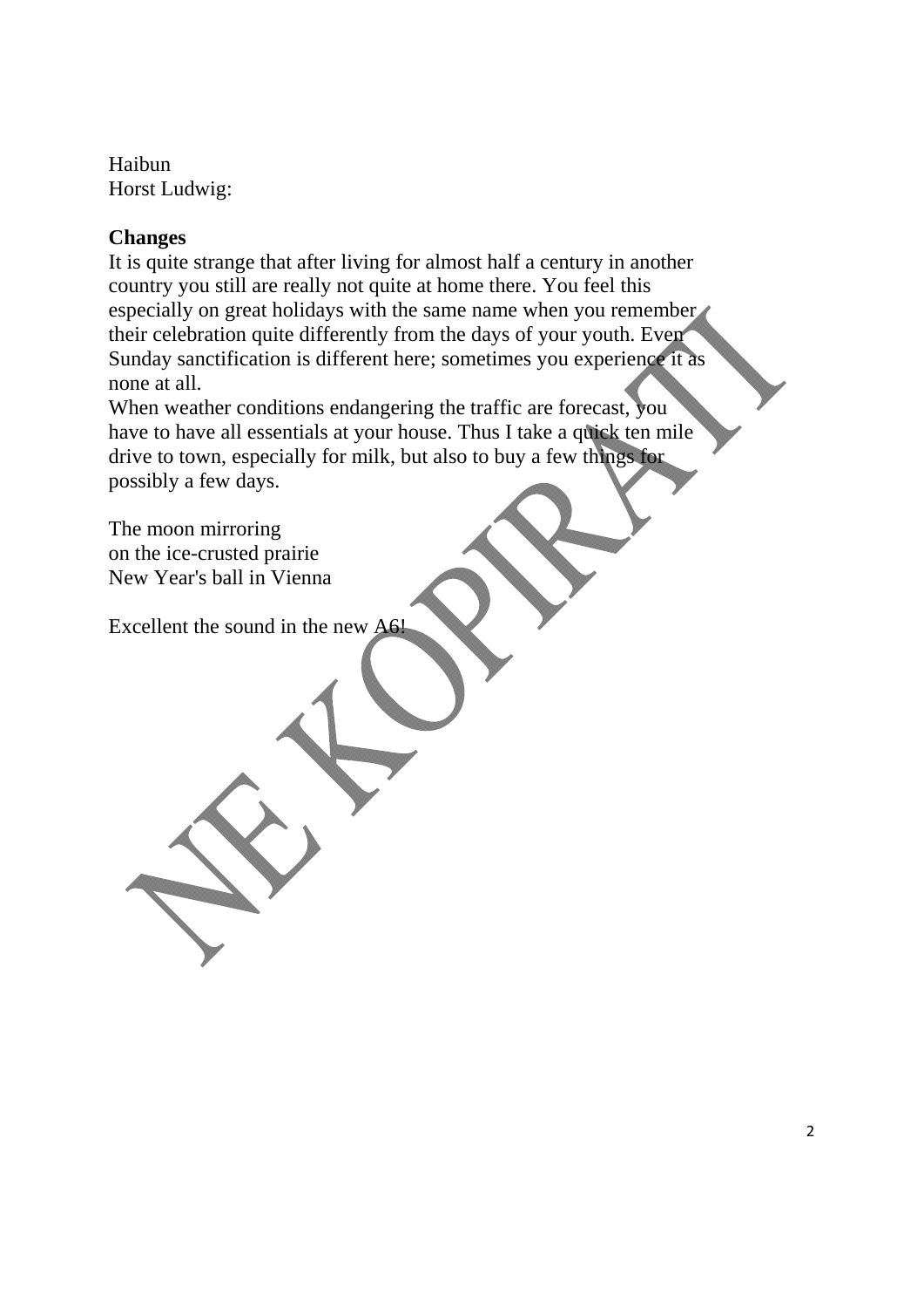Haibun
Horst Ludwig:

**Changes**

It is quite strange that after living for almost half a century in another country you still are really not quite at home there. You feel this especially on great holidays with the same name when you remember their celebration quite differently from the days of your youth. Even Sunday sanctification is different here; sometimes you experience it as none at all.

When weather conditions endangering the traffic are forecast, you have to have all essentials at your house. Thus I take a quick ten mile drive to town, especially for milk, but also to buy a few things for possibly a few days.

The moon mirroring
on the ice-crusted prairie
New Year's ball in Vienna

Excellent the sound in the new A6!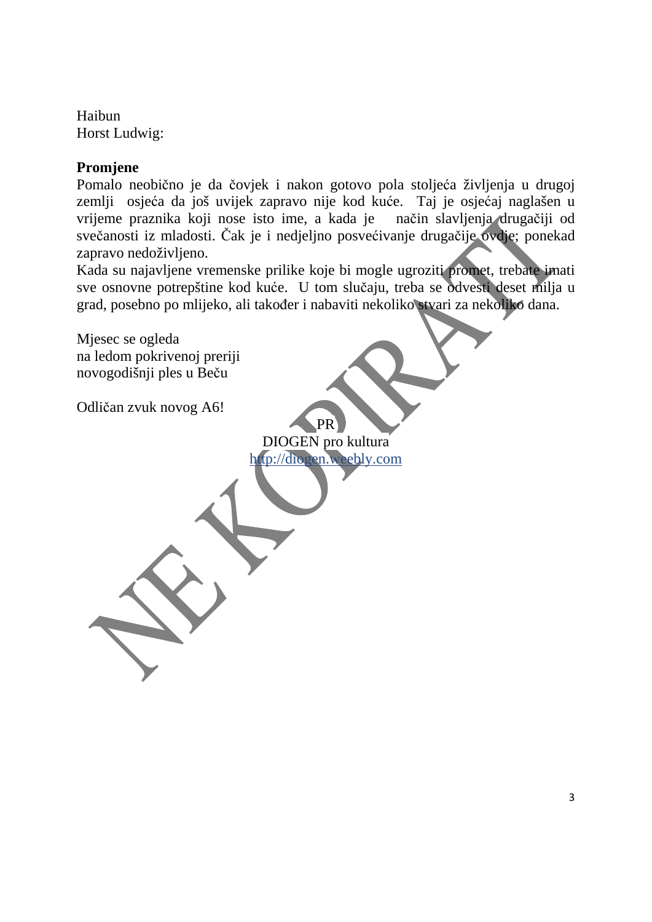Haibun
Horst Ludwig:

**Promjene**

Pomalo neobično je da čovjek i nakon gotovo pola stoljeća življenja u drugoj zemlji osjeća da još uvijek zapravo nije kod kuće. Taj je osjećaj naglašen u vrijeme praznika koji nose isto ime, a kada je način slavljenja drugačiji od svečanosti iz mladosti. Čak je i nedjeljno posvećivanje drugačije ovdje; ponekad zapravo nedoživljeno.
Kada su najavljene vremenske prilike koje bi mogle ugroziti promet, trebate imati sve osnovne potrepštine kod kuće. U tom slučaju, treba se odvesti deset milja u grad, posebno po mlijeko, ali također i nabaviti nekoliko stvari za nekoliko dana.

Mjesec se ogleda
na ledom pokrivenoj preriji
novogodišnji ples u Beču

Odličan zvuk novog A6!

PR
DIOGEN pro kultura
http://diogen.weebly.com